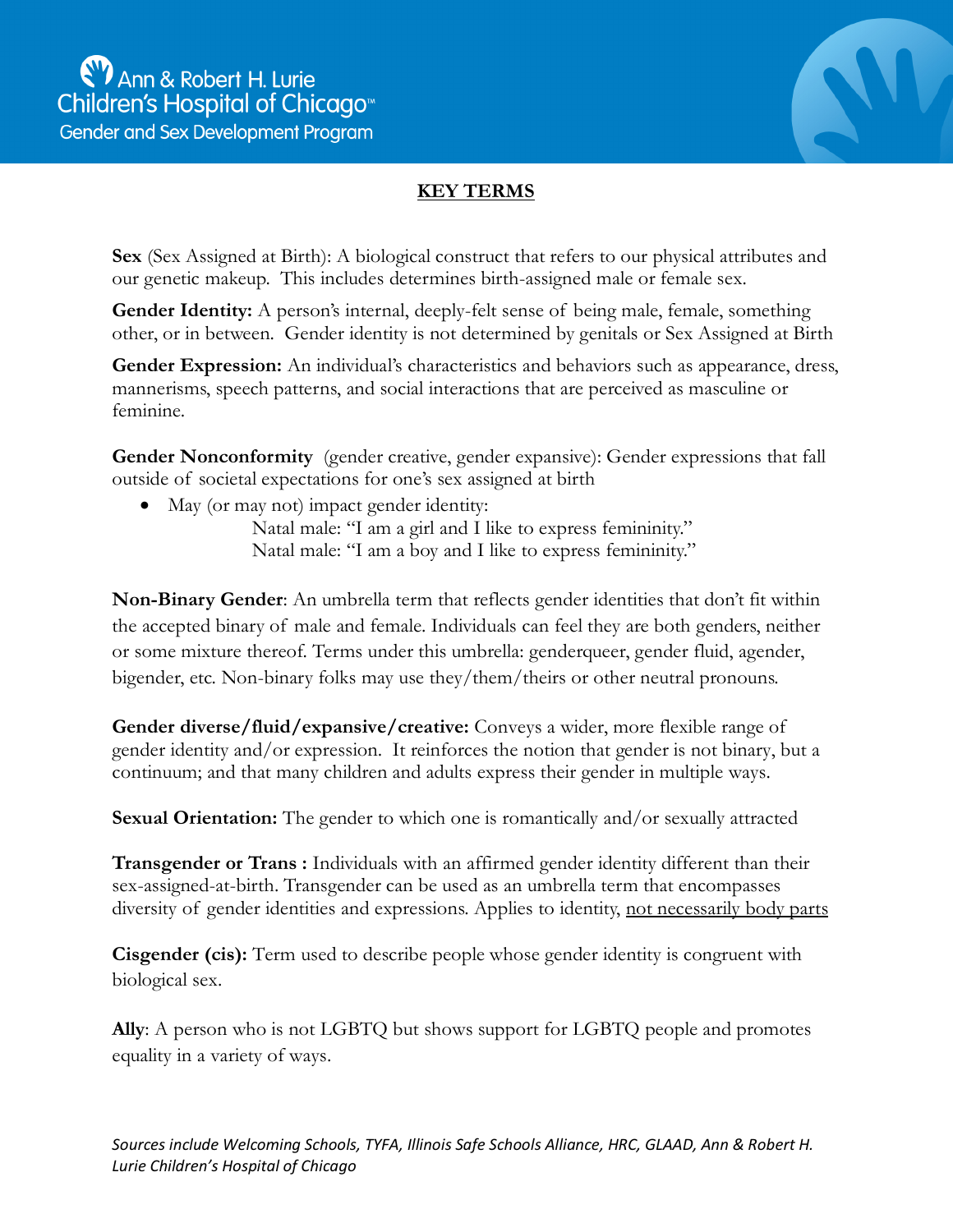Ann & Robert H. Lurie Children's Hospital of Chicago™
Gender and Sex Development Program

# KEY TERMS

**Sex** (Sex Assigned at Birth): A biological construct that refers to our physical attributes and our genetic makeup. This includes determines birth-assigned male or female sex.

**Gender Identity:** A person's internal, deeply-felt sense of being male, female, something other, or in between. Gender identity is not determined by genitals or Sex Assigned at Birth

**Gender Expression:** An individual's characteristics and behaviors such as appearance, dress, mannerisms, speech patterns, and social interactions that are perceived as masculine or feminine.

**Gender Nonconformity** (gender creative, gender expansive): Gender expressions that fall outside of societal expectations for one's sex assigned at birth

- May (or may not) impact gender identity:
  - Natal male: "I am a girl and I like to express femininity."
  - Natal male: "I am a boy and I like to express femininity."

**Non-Binary Gender**: An umbrella term that reflects gender identities that don't fit within the accepted binary of male and female. Individuals can feel they are both genders, neither or some mixture thereof. Terms under this umbrella: genderqueer, gender fluid, agender, bigender, etc. Non-binary folks may use they/them/theirs or other neutral pronouns.

**Gender diverse/fluid/expansive/creative:** Conveys a wider, more flexible range of gender identity and/or expression. It reinforces the notion that gender is not binary, but a continuum; and that many children and adults express their gender in multiple ways.

**Sexual Orientation:** The gender to which one is romantically and/or sexually attracted

**Transgender or Trans :** Individuals with an affirmed gender identity different than their sex-assigned-at-birth. Transgender can be used as an umbrella term that encompasses diversity of gender identities and expressions. Applies to identity, <u>not necessarily body parts</u>

**Cisgender (cis):** Term used to describe people whose gender identity is congruent with biological sex.

**Ally**: A person who is not LGBTQ but shows support for LGBTQ people and promotes equality in a variety of ways.

*Sources include Welcoming Schools, TYFA, Illinois Safe Schools Alliance, HRC, GLAAD, Ann & Robert H. Lurie Children's Hospital of Chicago*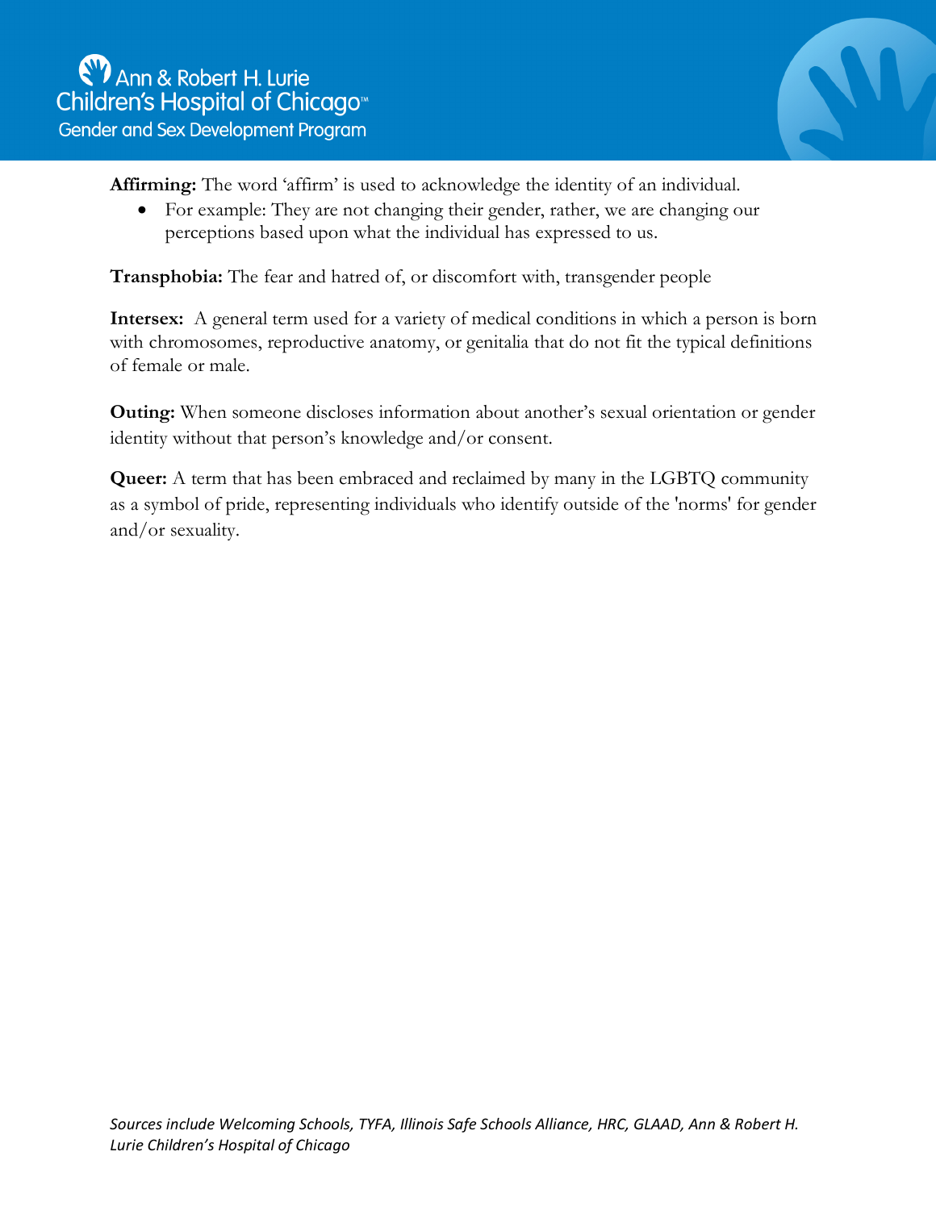**Affirming:** The word 'affirm' is used to acknowledge the identity of an individual.

- For example: They are not changing their gender, rather, we are changing our perceptions based upon what the individual has expressed to us.

**Transphobia:** The fear and hatred of, or discomfort with, transgender people

**Intersex:** A general term used for a variety of medical conditions in which a person is born with chromosomes, reproductive anatomy, or genitalia that do not fit the typical definitions of female or male.

**Outing:** When someone discloses information about another's sexual orientation or gender identity without that person's knowledge and/or consent.

**Queer:** A term that has been embraced and reclaimed by many in the LGBTQ community as a symbol of pride, representing individuals who identify outside of the 'norms' for gender and/or sexuality.

*Sources include Welcoming Schools, TYFA, Illinois Safe Schools Alliance, HRC, GLAAD, Ann & Robert H. Lurie Children's Hospital of Chicago*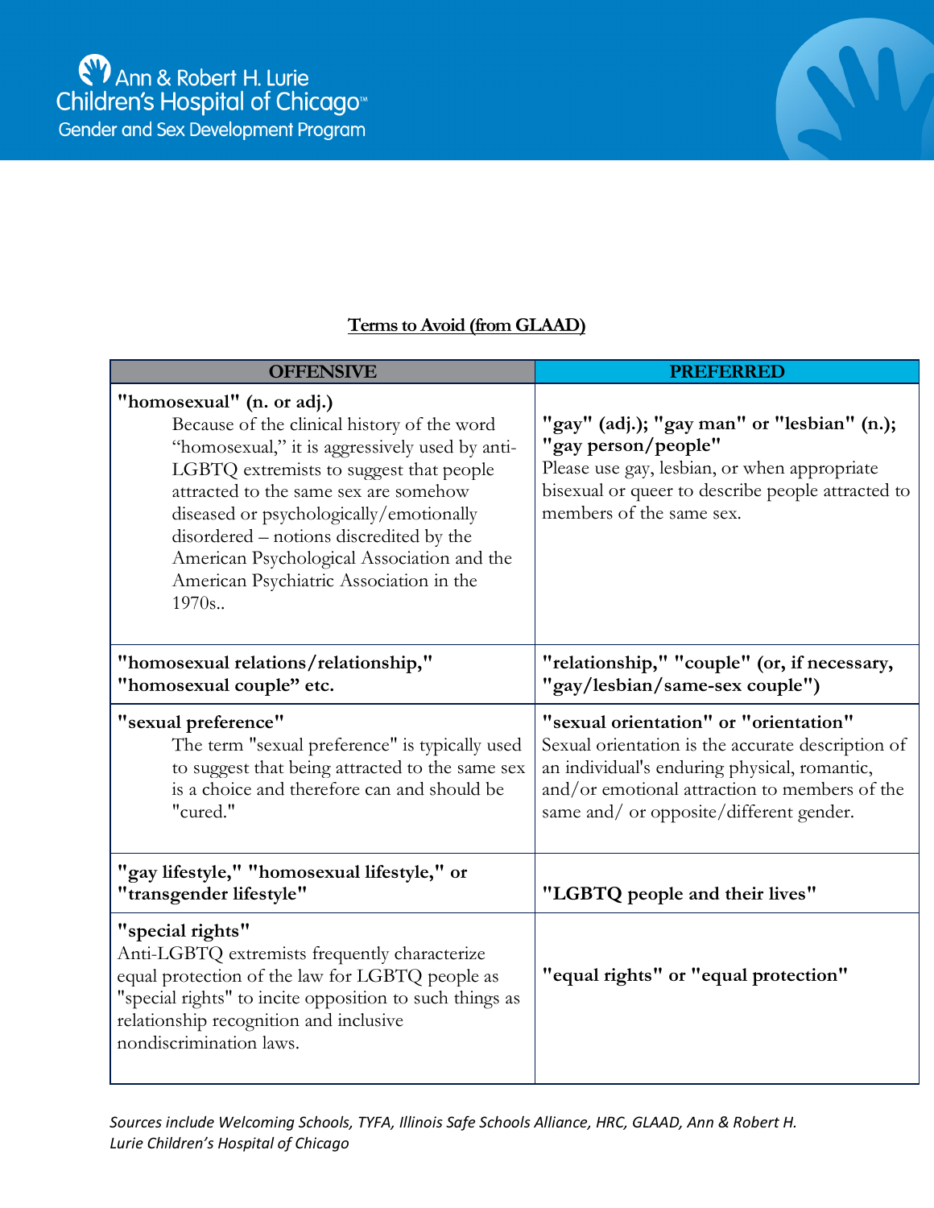Ann & Robert H. Lurie Children's Hospital of Chicago™
Gender and Sex Development Program

## Terms to Avoid (from GLAAD)

| OFFENSIVE | PREFERRED |
|---|---|
| **"homosexual" (n. or adj.)** Because of the clinical history of the word "homosexual," it is aggressively used by anti-LGBTQ extremists to suggest that people attracted to the same sex are somehow diseased or psychologically/emotionally disordered – notions discredited by the American Psychological Association and the American Psychiatric Association in the 1970s.. | **"gay" (adj.); "gay man" or "lesbian" (n.); "gay person/people"** Please use gay, lesbian, or when appropriate bisexual or queer to describe people attracted to members of the same sex. |
| **"homosexual relations/relationship," "homosexual couple" etc.** | **"relationship," "couple" (or, if necessary, "gay/lesbian/same-sex couple")** |
| **"sexual preference"** The term "sexual preference" is typically used to suggest that being attracted to the same sex is a choice and therefore can and should be "cured." | **"sexual orientation" or "orientation"** Sexual orientation is the accurate description of an individual's enduring physical, romantic, and/or emotional attraction to members of the same and/ or opposite/different gender. |
| **"gay lifestyle," "homosexual lifestyle," or "transgender lifestyle"** | **"LGBTQ people and their lives"** |
| **"special rights"** Anti-LGBTQ extremists frequently characterize equal protection of the law for LGBTQ people as "special rights" to incite opposition to such things as relationship recognition and inclusive nondiscrimination laws. | **"equal rights" or "equal protection"** |

*Sources include Welcoming Schools, TYFA, Illinois Safe Schools Alliance, HRC, GLAAD, Ann & Robert H. Lurie Children's Hospital of Chicago*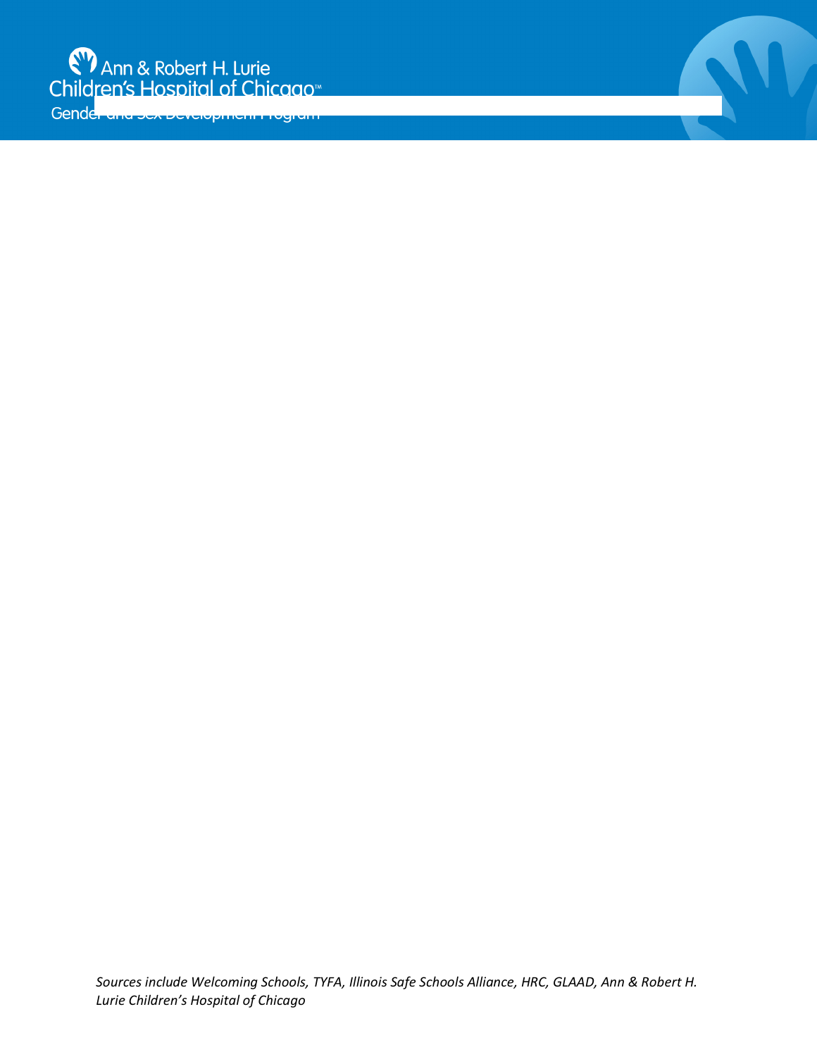*Sources include Welcoming Schools, TYFA, Illinois Safe Schools Alliance, HRC, GLAAD, Ann & Robert H. Lurie Children's Hospital of Chicago*